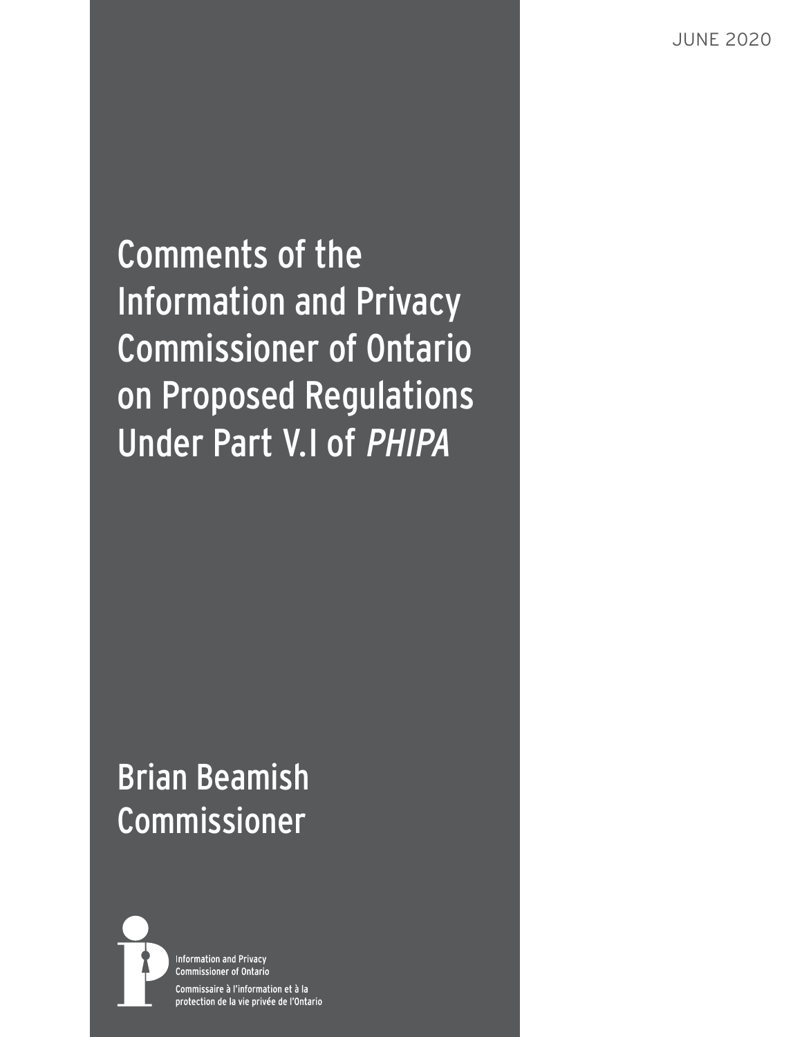JUNE 2020

# Comments of the Information and Privacy Commissioner of Ontario on Proposed Regulations Under Part V.1 of *PHIPA*

Brian Beamish
Commissioner

Information and Privacy Commissioner of Ontario

Commissaire à l'information et à la protection de la vie privée de l'Ontario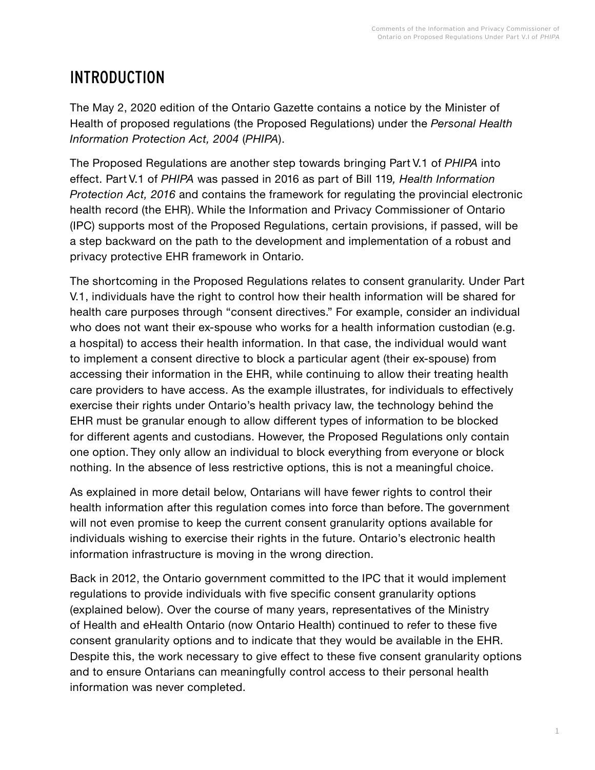# INTRODUCTION

The May 2, 2020 edition of the Ontario Gazette contains a notice by the Minister of Health of proposed regulations (the Proposed Regulations) under the *Personal Health Information Protection Act, 2004* (*PHIPA*).

The Proposed Regulations are another step towards bringing Part V.1 of *PHIPA* into effect. Part V.1 of *PHIPA* was passed in 2016 as part of Bill 119*, Health Information Protection Act, 2016* and contains the framework for regulating the provincial electronic health record (the EHR). While the Information and Privacy Commissioner of Ontario (IPC) supports most of the Proposed Regulations, certain provisions, if passed, will be a step backward on the path to the development and implementation of a robust and privacy protective EHR framework in Ontario.

The shortcoming in the Proposed Regulations relates to consent granularity. Under Part V.1, individuals have the right to control how their health information will be shared for health care purposes through "consent directives." For example, consider an individual who does not want their ex-spouse who works for a health information custodian (e.g. a hospital) to access their health information. In that case, the individual would want to implement a consent directive to block a particular agent (their ex-spouse) from accessing their information in the EHR, while continuing to allow their treating health care providers to have access. As the example illustrates, for individuals to effectively exercise their rights under Ontario's health privacy law, the technology behind the EHR must be granular enough to allow different types of information to be blocked for different agents and custodians. However, the Proposed Regulations only contain one option. They only allow an individual to block everything from everyone or block nothing. In the absence of less restrictive options, this is not a meaningful choice.

As explained in more detail below, Ontarians will have fewer rights to control their health information after this regulation comes into force than before. The government will not even promise to keep the current consent granularity options available for individuals wishing to exercise their rights in the future. Ontario's electronic health information infrastructure is moving in the wrong direction.

Back in 2012, the Ontario government committed to the IPC that it would implement regulations to provide individuals with five specific consent granularity options (explained below). Over the course of many years, representatives of the Ministry of Health and eHealth Ontario (now Ontario Health) continued to refer to these five consent granularity options and to indicate that they would be available in the EHR. Despite this, the work necessary to give effect to these five consent granularity options and to ensure Ontarians can meaningfully control access to their personal health information was never completed.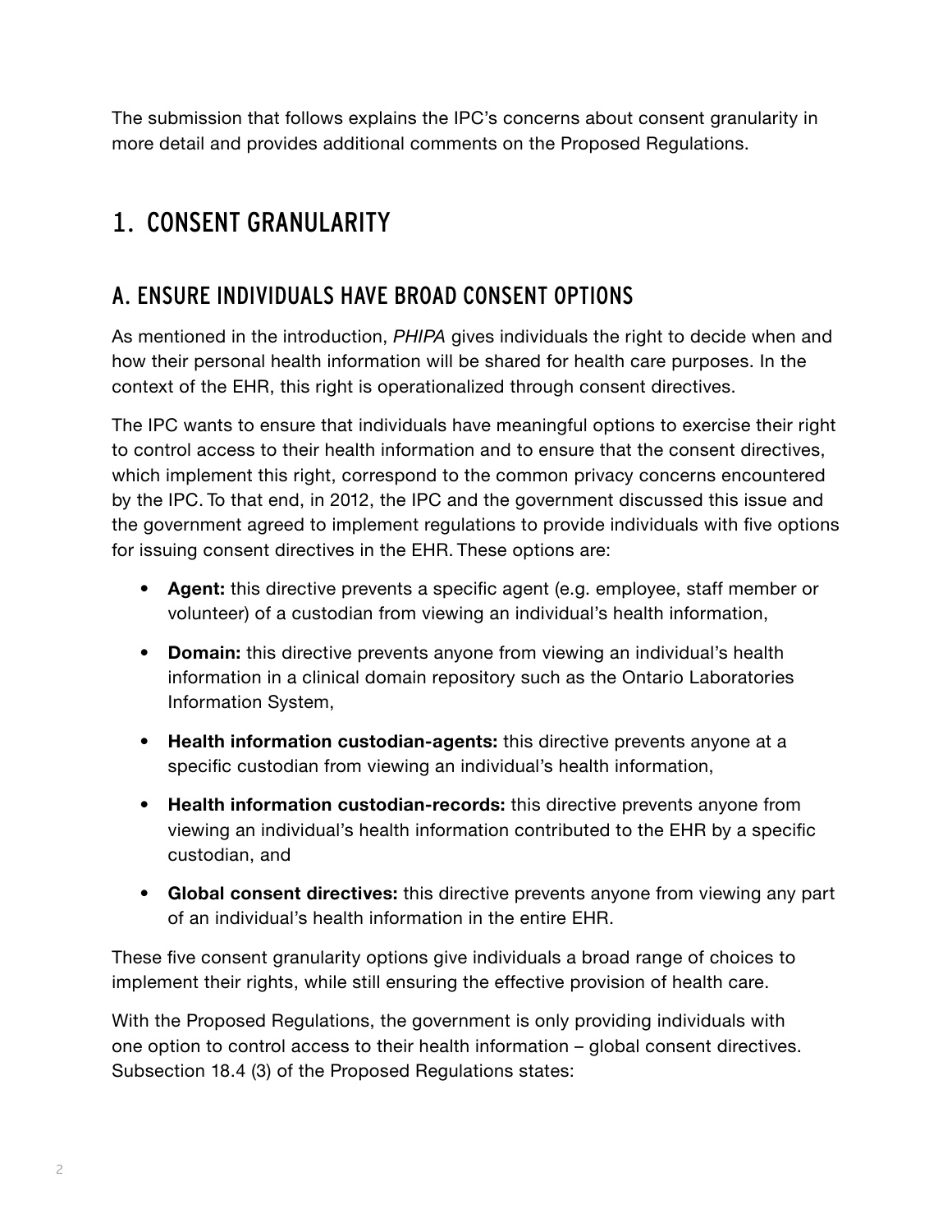The submission that follows explains the IPC's concerns about consent granularity in more detail and provides additional comments on the Proposed Regulations.

# 1. CONSENT GRANULARITY

## A. ENSURE INDIVIDUALS HAVE BROAD CONSENT OPTIONS

As mentioned in the introduction, *PHIPA* gives individuals the right to decide when and how their personal health information will be shared for health care purposes. In the context of the EHR, this right is operationalized through consent directives.

The IPC wants to ensure that individuals have meaningful options to exercise their right to control access to their health information and to ensure that the consent directives, which implement this right, correspond to the common privacy concerns encountered by the IPC. To that end, in 2012, the IPC and the government discussed this issue and the government agreed to implement regulations to provide individuals with five options for issuing consent directives in the EHR. These options are:

- **Agent:** this directive prevents a specific agent (e.g. employee, staff member or volunteer) of a custodian from viewing an individual's health information,
- **Domain:** this directive prevents anyone from viewing an individual's health information in a clinical domain repository such as the Ontario Laboratories Information System,
- **Health information custodian-agents:** this directive prevents anyone at a specific custodian from viewing an individual's health information,
- **Health information custodian-records:** this directive prevents anyone from viewing an individual's health information contributed to the EHR by a specific custodian, and
- **Global consent directives:** this directive prevents anyone from viewing any part of an individual's health information in the entire EHR.

These five consent granularity options give individuals a broad range of choices to implement their rights, while still ensuring the effective provision of health care.

With the Proposed Regulations, the government is only providing individuals with one option to control access to their health information – global consent directives. Subsection 18.4 (3) of the Proposed Regulations states: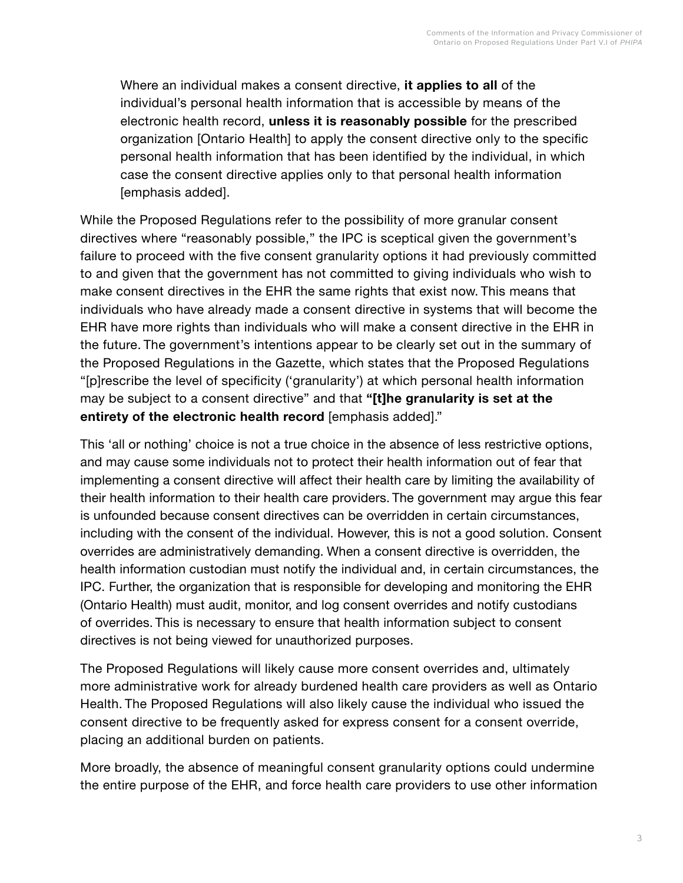> Where an individual makes a consent directive, **it applies to all** of the individual's personal health information that is accessible by means of the electronic health record, **unless it is reasonably possible** for the prescribed organization [Ontario Health] to apply the consent directive only to the specific personal health information that has been identified by the individual, in which case the consent directive applies only to that personal health information [emphasis added].

While the Proposed Regulations refer to the possibility of more granular consent directives where "reasonably possible," the IPC is sceptical given the government's failure to proceed with the five consent granularity options it had previously committed to and given that the government has not committed to giving individuals who wish to make consent directives in the EHR the same rights that exist now. This means that individuals who have already made a consent directive in systems that will become the EHR have more rights than individuals who will make a consent directive in the EHR in the future. The government's intentions appear to be clearly set out in the summary of the Proposed Regulations in the Gazette, which states that the Proposed Regulations "[p]rescribe the level of specificity ('granularity') at which personal health information may be subject to a consent directive" and that **"[t]he granularity is set at the entirety of the electronic health record** [emphasis added]."

This 'all or nothing' choice is not a true choice in the absence of less restrictive options, and may cause some individuals not to protect their health information out of fear that implementing a consent directive will affect their health care by limiting the availability of their health information to their health care providers. The government may argue this fear is unfounded because consent directives can be overridden in certain circumstances, including with the consent of the individual. However, this is not a good solution. Consent overrides are administratively demanding. When a consent directive is overridden, the health information custodian must notify the individual and, in certain circumstances, the IPC. Further, the organization that is responsible for developing and monitoring the EHR (Ontario Health) must audit, monitor, and log consent overrides and notify custodians of overrides. This is necessary to ensure that health information subject to consent directives is not being viewed for unauthorized purposes.

The Proposed Regulations will likely cause more consent overrides and, ultimately more administrative work for already burdened health care providers as well as Ontario Health. The Proposed Regulations will also likely cause the individual who issued the consent directive to be frequently asked for express consent for a consent override, placing an additional burden on patients.

More broadly, the absence of meaningful consent granularity options could undermine the entire purpose of the EHR, and force health care providers to use other information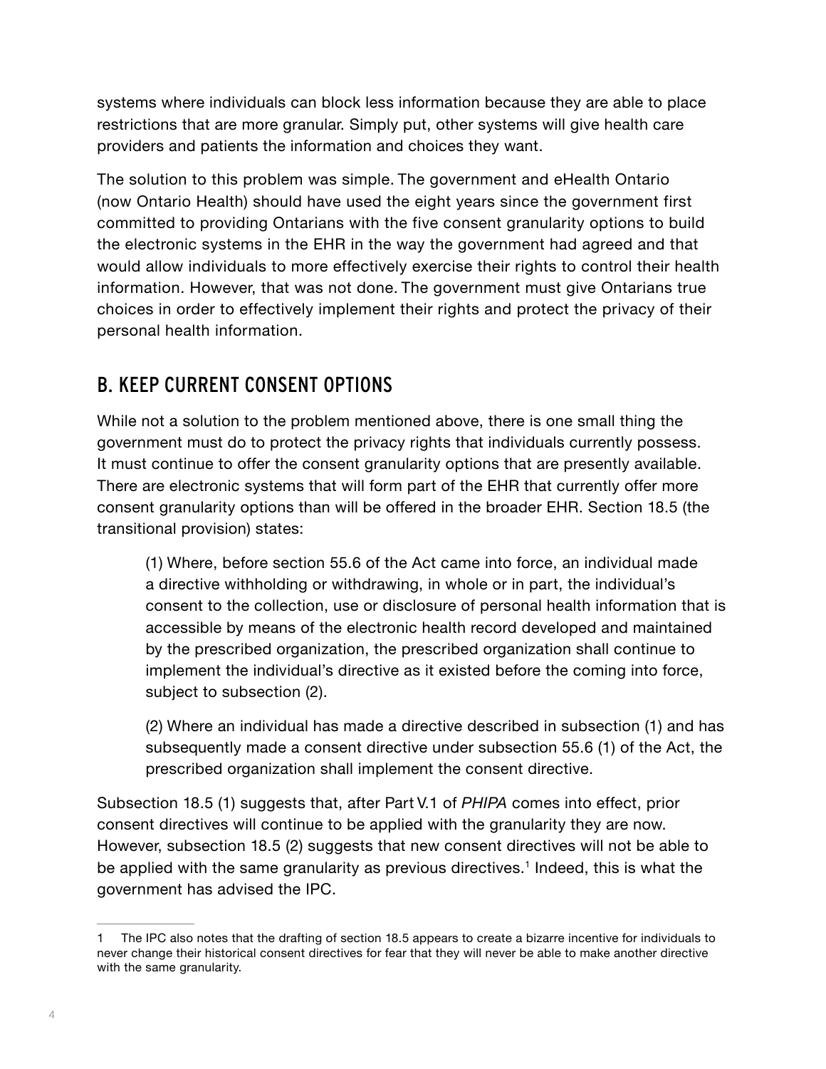systems where individuals can block less information because they are able to place restrictions that are more granular. Simply put, other systems will give health care providers and patients the information and choices they want.

The solution to this problem was simple. The government and eHealth Ontario (now Ontario Health) should have used the eight years since the government first committed to providing Ontarians with the five consent granularity options to build the electronic systems in the EHR in the way the government had agreed and that would allow individuals to more effectively exercise their rights to control their health information. However, that was not done. The government must give Ontarians true choices in order to effectively implement their rights and protect the privacy of their personal health information.

## B. KEEP CURRENT CONSENT OPTIONS

While not a solution to the problem mentioned above, there is one small thing the government must do to protect the privacy rights that individuals currently possess. It must continue to offer the consent granularity options that are presently available. There are electronic systems that will form part of the EHR that currently offer more consent granularity options than will be offered in the broader EHR. Section 18.5 (the transitional provision) states:

> (1) Where, before section 55.6 of the Act came into force, an individual made a directive withholding or withdrawing, in whole or in part, the individual's consent to the collection, use or disclosure of personal health information that is accessible by means of the electronic health record developed and maintained by the prescribed organization, the prescribed organization shall continue to implement the individual's directive as it existed before the coming into force, subject to subsection (2).
>
> (2) Where an individual has made a directive described in subsection (1) and has subsequently made a consent directive under subsection 55.6 (1) of the Act, the prescribed organization shall implement the consent directive.

Subsection 18.5 (1) suggests that, after Part V.1 of *PHIPA* comes into effect, prior consent directives will continue to be applied with the granularity they are now. However, subsection 18.5 (2) suggests that new consent directives will not be able to be applied with the same granularity as previous directives.[1] Indeed, this is what the government has advised the IPC.

---

1 The IPC also notes that the drafting of section 18.5 appears to create a bizarre incentive for individuals to never change their historical consent directives for fear that they will never be able to make another directive with the same granularity.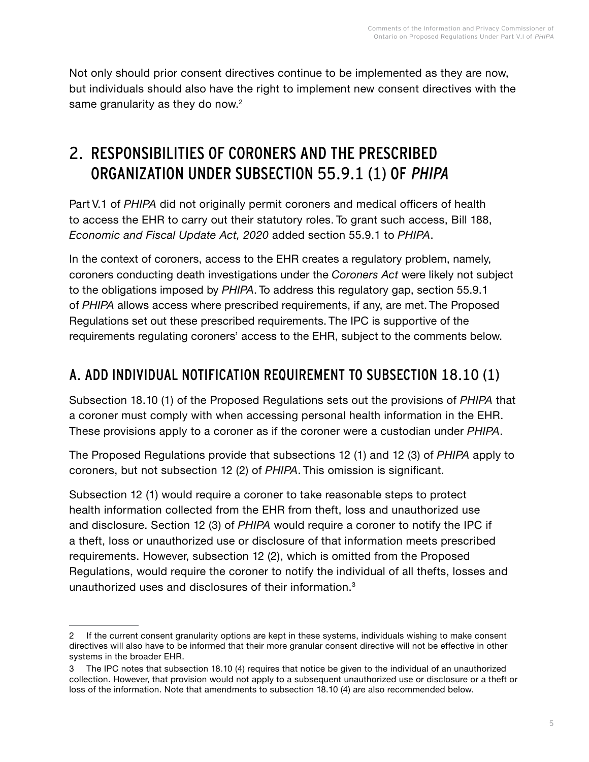Not only should prior consent directives continue to be implemented as they are now, but individuals should also have the right to implement new consent directives with the same granularity as they do now.[2]

## 2. RESPONSIBILITIES OF CORONERS AND THE PRESCRIBED ORGANIZATION UNDER SUBSECTION 55.9.1 (1) OF *PHIPA*

Part V.1 of *PHIPA* did not originally permit coroners and medical officers of health to access the EHR to carry out their statutory roles. To grant such access, Bill 188, *Economic and Fiscal Update Act, 2020* added section 55.9.1 to *PHIPA*.

In the context of coroners, access to the EHR creates a regulatory problem, namely, coroners conducting death investigations under the *Coroners Act* were likely not subject to the obligations imposed by *PHIPA*. To address this regulatory gap, section 55.9.1 of *PHIPA* allows access where prescribed requirements, if any, are met. The Proposed Regulations set out these prescribed requirements. The IPC is supportive of the requirements regulating coroners' access to the EHR, subject to the comments below.

### A. ADD INDIVIDUAL NOTIFICATION REQUIREMENT TO SUBSECTION 18.10 (1)

Subsection 18.10 (1) of the Proposed Regulations sets out the provisions of *PHIPA* that a coroner must comply with when accessing personal health information in the EHR. These provisions apply to a coroner as if the coroner were a custodian under *PHIPA*.

The Proposed Regulations provide that subsections 12 (1) and 12 (3) of *PHIPA* apply to coroners, but not subsection 12 (2) of *PHIPA*. This omission is significant.

Subsection 12 (1) would require a coroner to take reasonable steps to protect health information collected from the EHR from theft, loss and unauthorized use and disclosure. Section 12 (3) of *PHIPA* would require a coroner to notify the IPC if a theft, loss or unauthorized use or disclosure of that information meets prescribed requirements. However, subsection 12 (2), which is omitted from the Proposed Regulations, would require the coroner to notify the individual of all thefts, losses and unauthorized uses and disclosures of their information.[3]

---

2 If the current consent granularity options are kept in these systems, individuals wishing to make consent directives will also have to be informed that their more granular consent directive will not be effective in other systems in the broader EHR.

3 The IPC notes that subsection 18.10 (4) requires that notice be given to the individual of an unauthorized collection. However, that provision would not apply to a subsequent unauthorized use or disclosure or a theft or loss of the information. Note that amendments to subsection 18.10 (4) are also recommended below.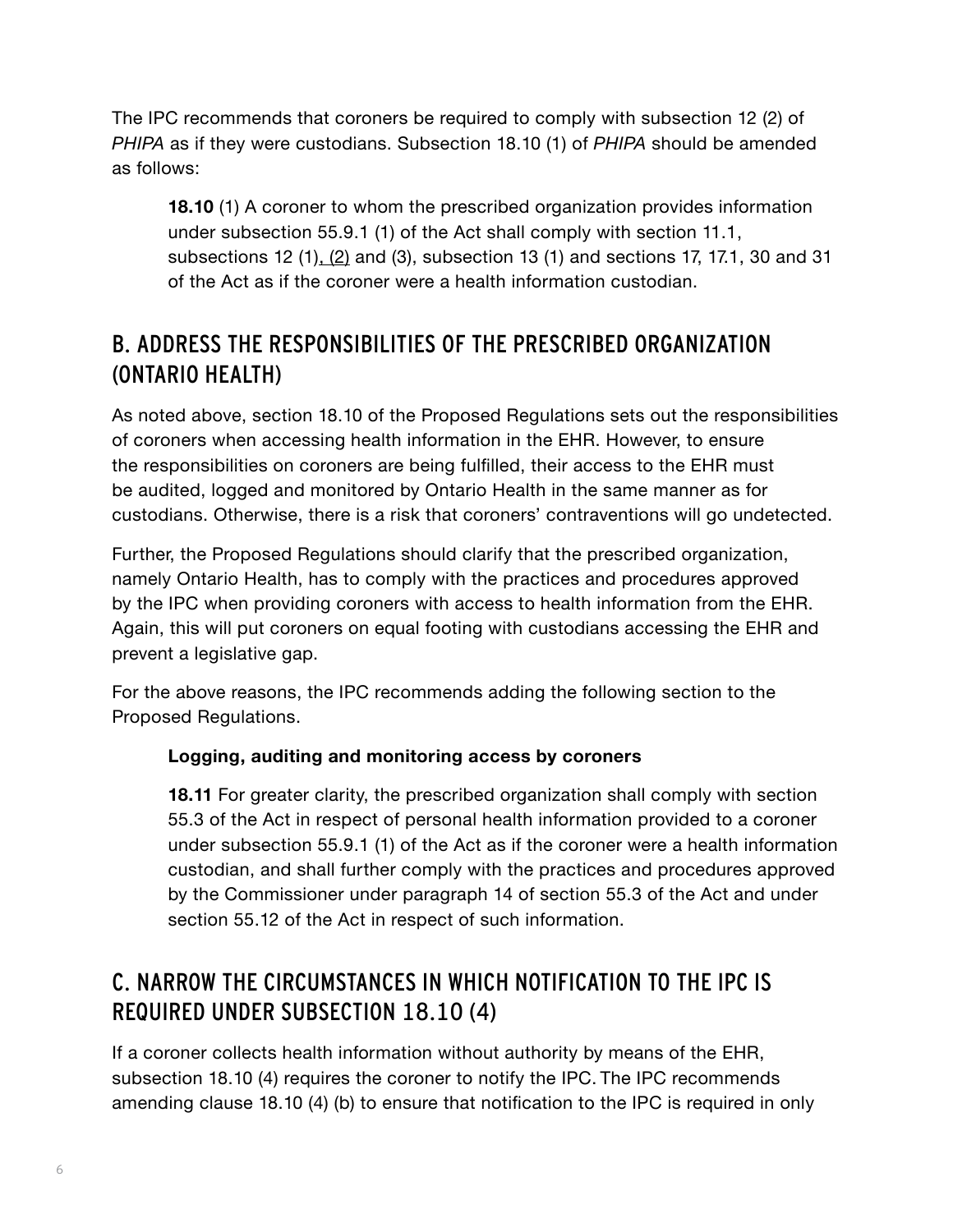The IPC recommends that coroners be required to comply with subsection 12 (2) of *PHIPA* as if they were custodians. Subsection 18.10 (1) of *PHIPA* should be amended as follows:

> **18.10** (1) A coroner to whom the prescribed organization provides information under subsection 55.9.1 (1) of the Act shall comply with section 11.1, subsections 12 (1), (2) and (3), subsection 13 (1) and sections 17, 17.1, 30 and 31 of the Act as if the coroner were a health information custodian.

## B. ADDRESS THE RESPONSIBILITIES OF THE PRESCRIBED ORGANIZATION (ONTARIO HEALTH)

As noted above, section 18.10 of the Proposed Regulations sets out the responsibilities of coroners when accessing health information in the EHR. However, to ensure the responsibilities on coroners are being fulfilled, their access to the EHR must be audited, logged and monitored by Ontario Health in the same manner as for custodians. Otherwise, there is a risk that coroners' contraventions will go undetected.

Further, the Proposed Regulations should clarify that the prescribed organization, namely Ontario Health, has to comply with the practices and procedures approved by the IPC when providing coroners with access to health information from the EHR. Again, this will put coroners on equal footing with custodians accessing the EHR and prevent a legislative gap.

For the above reasons, the IPC recommends adding the following section to the Proposed Regulations.

> **Logging, auditing and monitoring access by coroners**
>
> **18.11** For greater clarity, the prescribed organization shall comply with section 55.3 of the Act in respect of personal health information provided to a coroner under subsection 55.9.1 (1) of the Act as if the coroner were a health information custodian, and shall further comply with the practices and procedures approved by the Commissioner under paragraph 14 of section 55.3 of the Act and under section 55.12 of the Act in respect of such information.

## C. NARROW THE CIRCUMSTANCES IN WHICH NOTIFICATION TO THE IPC IS REQUIRED UNDER SUBSECTION 18.10 (4)

If a coroner collects health information without authority by means of the EHR, subsection 18.10 (4) requires the coroner to notify the IPC. The IPC recommends amending clause 18.10 (4) (b) to ensure that notification to the IPC is required in only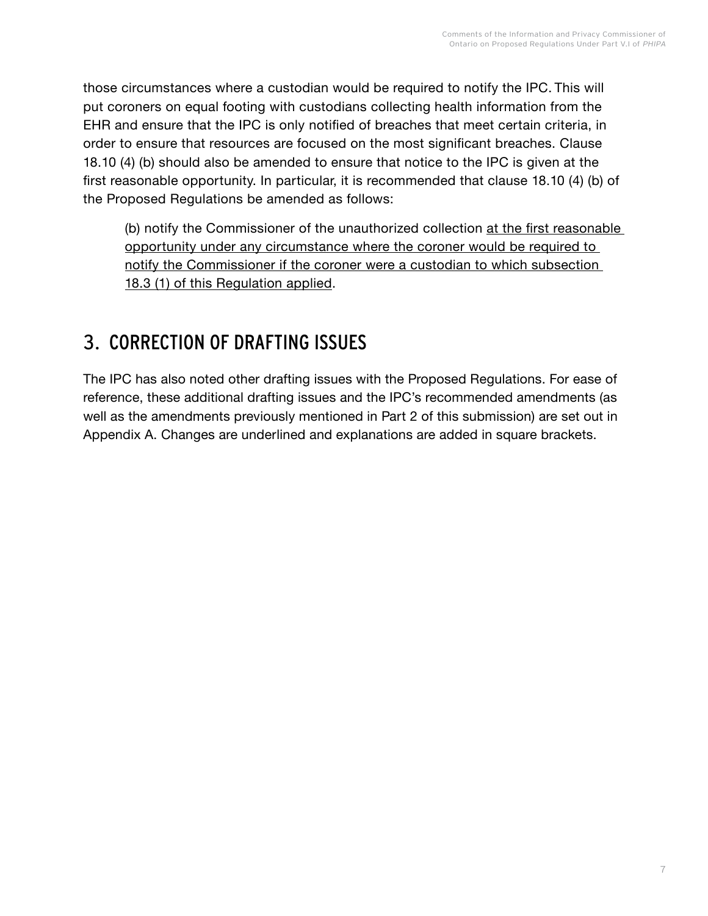those circumstances where a custodian would be required to notify the IPC. This will put coroners on equal footing with custodians collecting health information from the EHR and ensure that the IPC is only notified of breaches that meet certain criteria, in order to ensure that resources are focused on the most significant breaches. Clause 18.10 (4) (b) should also be amended to ensure that notice to the IPC is given at the first reasonable opportunity. In particular, it is recommended that clause 18.10 (4) (b) of the Proposed Regulations be amended as follows:

> (b) notify the Commissioner of the unauthorized collection <u>at the first reasonable opportunity under any circumstance where the coroner would be required to notify the Commissioner if the coroner were a custodian to which subsection 18.3 (1) of this Regulation applied</u>.

## 3. CORRECTION OF DRAFTING ISSUES

The IPC has also noted other drafting issues with the Proposed Regulations. For ease of reference, these additional drafting issues and the IPC's recommended amendments (as well as the amendments previously mentioned in Part 2 of this submission) are set out in Appendix A. Changes are underlined and explanations are added in square brackets.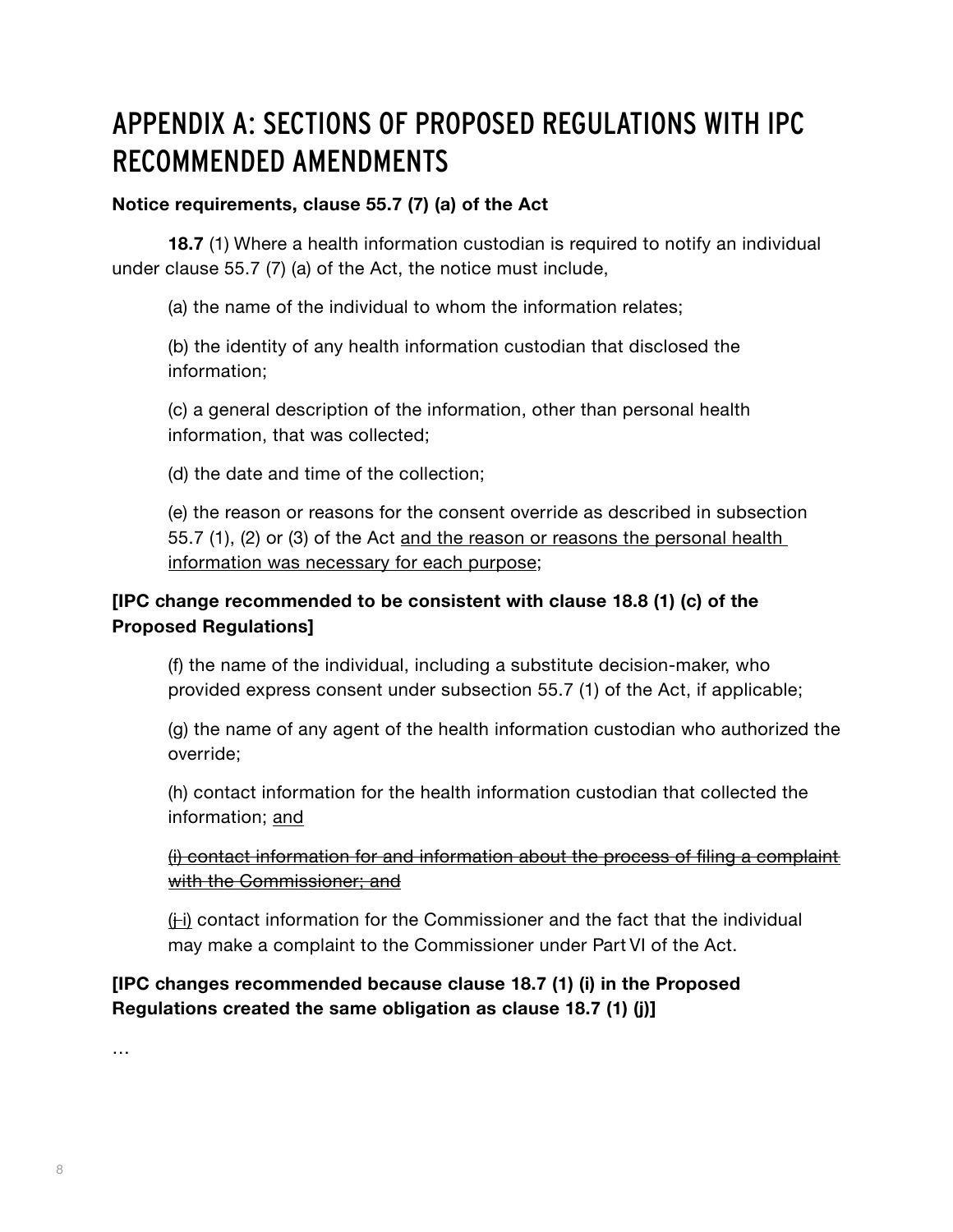# APPENDIX A: SECTIONS OF PROPOSED REGULATIONS WITH IPC RECOMMENDED AMENDMENTS

**Notice requirements, clause 55.7 (7) (a) of the Act**

**18.7** (1) Where a health information custodian is required to notify an individual under clause 55.7 (7) (a) of the Act, the notice must include,

(a) the name of the individual to whom the information relates;

(b) the identity of any health information custodian that disclosed the information;

(c) a general description of the information, other than personal health information, that was collected;

(d) the date and time of the collection;

(e) the reason or reasons for the consent override as described in subsection 55.7 (1), (2) or (3) of the Act <u>and the reason or reasons the personal health information was necessary for each purpose</u>;

**[IPC change recommended to be consistent with clause 18.8 (1) (c) of the Proposed Regulations]**

(f) the name of the individual, including a substitute decision-maker, who provided express consent under subsection 55.7 (1) of the Act, if applicable;

(g) the name of any agent of the health information custodian who authorized the override;

(h) contact information for the health information custodian that collected the information; <u>and</u>

~~(i) contact information for and information about the process of filing a complaint with the Commissioner; and~~

<u>(~~j~~ i)</u> contact information for the Commissioner and the fact that the individual may make a complaint to the Commissioner under Part VI of the Act.

**[IPC changes recommended because clause 18.7 (1) (i) in the Proposed Regulations created the same obligation as clause 18.7 (1) (j)]**

…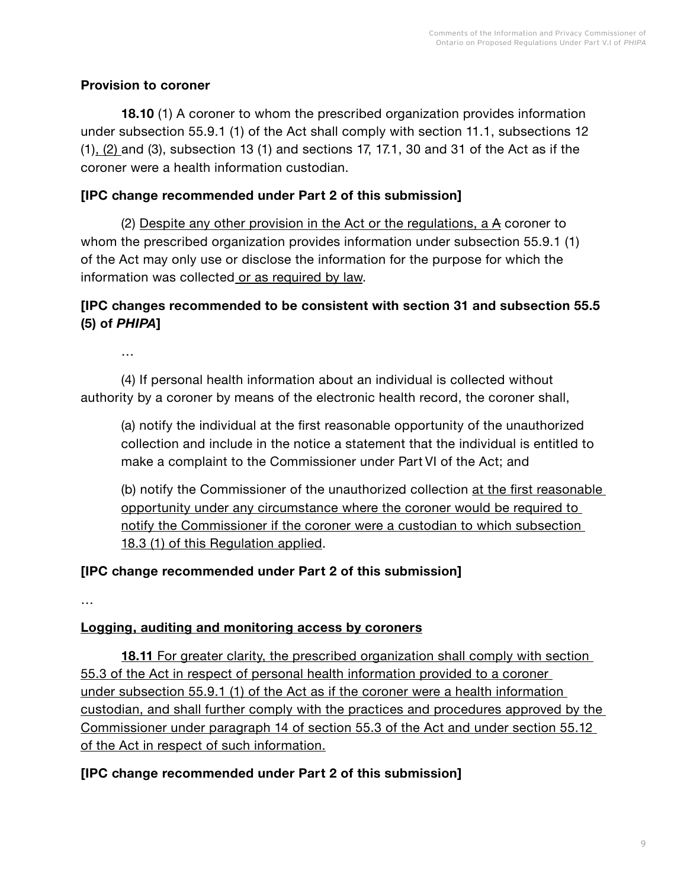**Provision to coroner**

**18.10** (1) A coroner to whom the prescribed organization provides information under subsection 55.9.1 (1) of the Act shall comply with section 11.1, subsections 12 (1)<u>, (2) </u>and (3), subsection 13 (1) and sections 17, 17.1, 30 and 31 of the Act as if the coroner were a health information custodian.

**[IPC change recommended under Part 2 of this submission]**

(2) <u>Despite any other provision in the Act or the regulations, a</u> ~~A~~ coroner to whom the prescribed organization provides information under subsection 55.9.1 (1) of the Act may only use or disclose the information for the purpose for which the information was collected<u> or as required by law</u>.

**[IPC changes recommended to be consistent with section 31 and subsection 55.5 (5) of *PHIPA*]**

…

(4) If personal health information about an individual is collected without authority by a coroner by means of the electronic health record, the coroner shall,

(a) notify the individual at the first reasonable opportunity of the unauthorized collection and include in the notice a statement that the individual is entitled to make a complaint to the Commissioner under Part VI of the Act; and

(b) notify the Commissioner of the unauthorized collection <u>at the first reasonable opportunity under any circumstance where the coroner would be required to notify the Commissioner if the coroner were a custodian to which subsection 18.3 (1) of this Regulation applied</u>.

**[IPC change recommended under Part 2 of this submission]**

…

**<u>Logging, auditing and monitoring access by coroners</u>**

<u>**18.11** For greater clarity, the prescribed organization shall comply with section 55.3 of the Act in respect of personal health information provided to a coroner under subsection 55.9.1 (1) of the Act as if the coroner were a health information custodian, and shall further comply with the practices and procedures approved by the Commissioner under paragraph 14 of section 55.3 of the Act and under section 55.12 of the Act in respect of such information.</u>

**[IPC change recommended under Part 2 of this submission]**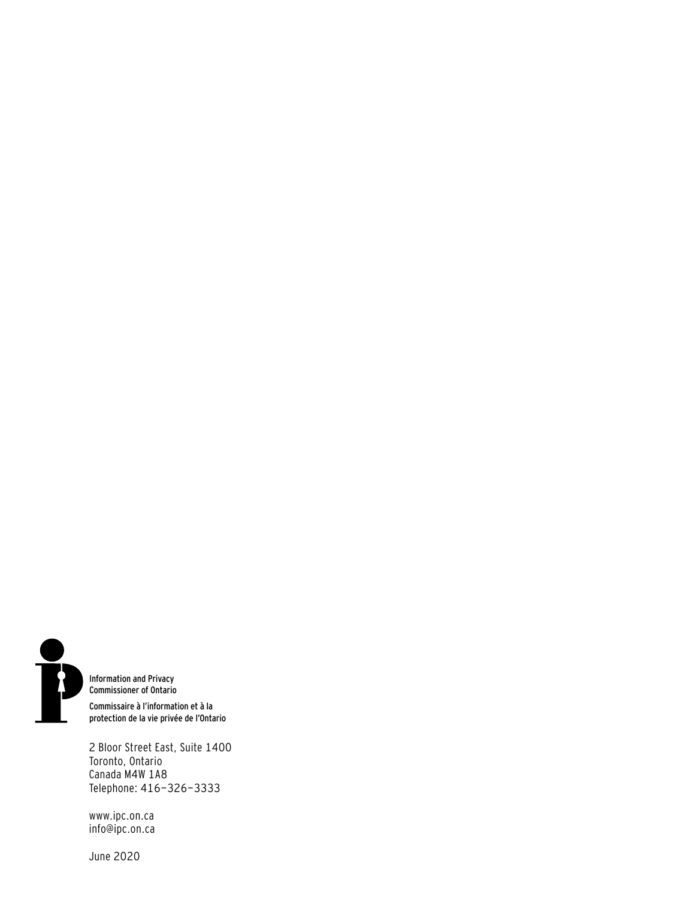Information and Privacy
Commissioner of Ontario

Commissaire à l'information et à la
protection de la vie privée de l'Ontario

2 Bloor Street East, Suite 1400
Toronto, Ontario
Canada M4W 1A8
Telephone: 416-326-3333

www.ipc.on.ca
info@ipc.on.ca

June 2020